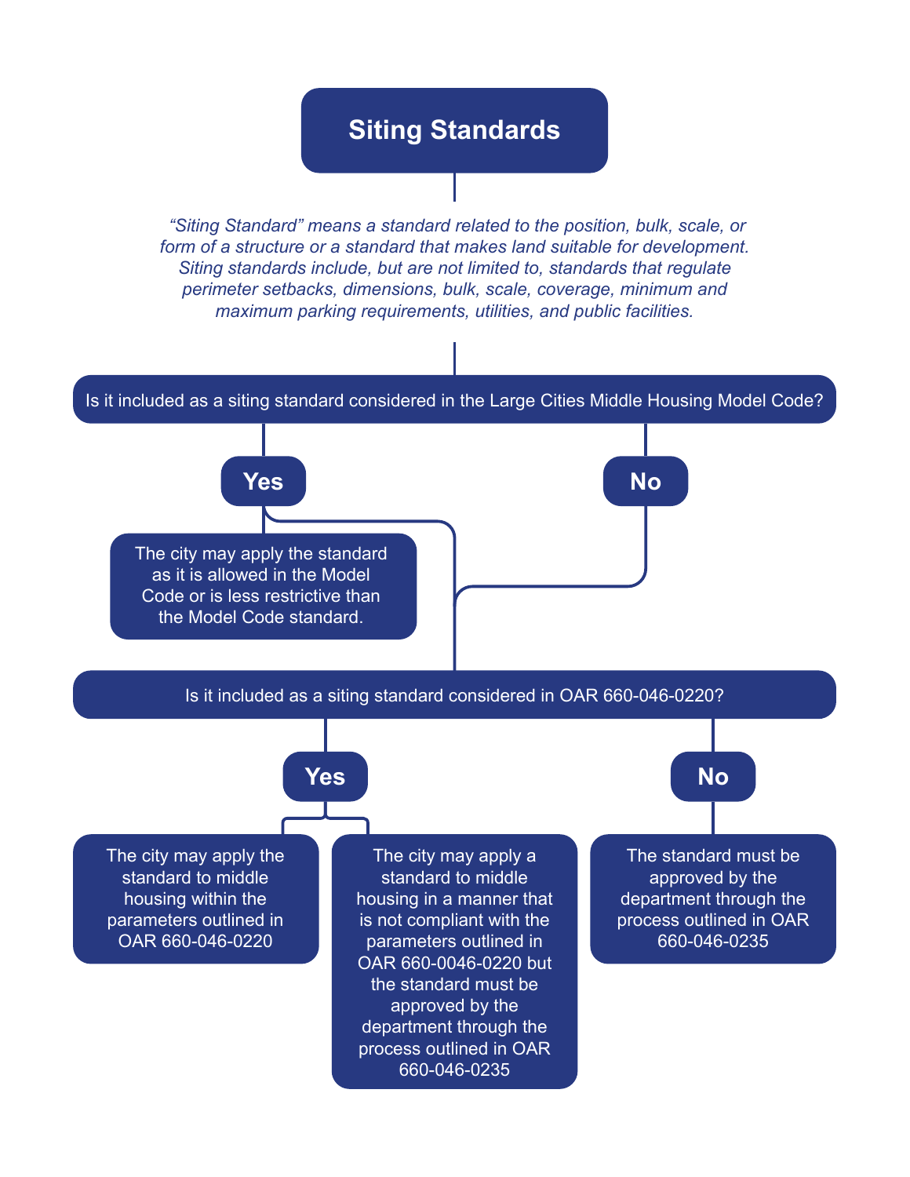# Siting Standards

*"Siting Standard" means a standard related to the position, bulk, scale, or form of a structure or a standard that makes land suitable for development. Siting standards include, but are not limited to, standards that regulate perimeter setbacks, dimensions, bulk, scale, coverage, minimum and maximum parking requirements, utilities, and public facilities.*

**Is it included as a siting standard considered in the Large Cities Middle Housing Model Code?**

- **Yes**
  - The city may apply the standard as it is allowed in the Model Code or is less restrictive than the Model Code standard.
  - Proceed to the next question.
- **No**
  - Proceed to the next question.

**Is it included as a siting standard considered in OAR 660-046-0220?**

- **Yes**
  - The city may apply the standard to middle housing within the parameters outlined in OAR 660-046-0220
  - The city may apply a standard to middle housing in a manner that is not compliant with the parameters outlined in OAR 660-0046-0220 but the standard must be approved by the department through the process outlined in OAR 660-046-0235
- **No**
  - The standard must be approved by the department through the process outlined in OAR 660-046-0235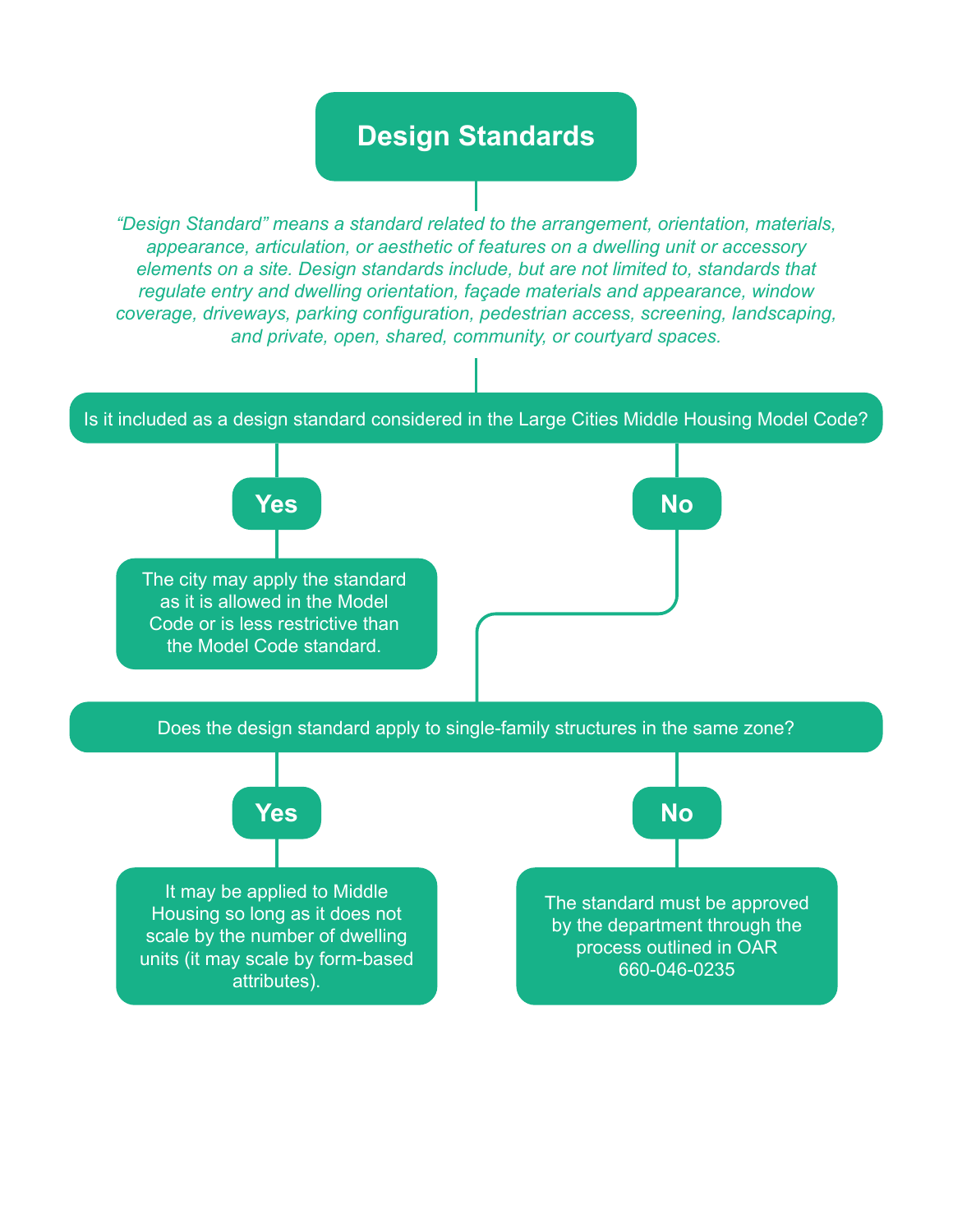# Design Standards

*"Design Standard" means a standard related to the arrangement, orientation, materials, appearance, articulation, or aesthetic of features on a dwelling unit or accessory elements on a site. Design standards include, but are not limited to, standards that regulate entry and dwelling orientation, façade materials and appearance, window coverage, driveways, parking configuration, pedestrian access, screening, landscaping, and private, open, shared, community, or courtyard spaces.*

**Is it included as a design standard considered in the Large Cities Middle Housing Model Code?**

- **Yes** → The city may apply the standard as it is allowed in the Model Code or is less restrictive than the Model Code standard.
- **No** → Go to the next question.

**Does the design standard apply to single-family structures in the same zone?**

- **Yes** → It may be applied to Middle Housing so long as it does not scale by the number of dwelling units (it may scale by form-based attributes).
- **No** → The standard must be approved by the department through the process outlined in OAR 660-046-0235